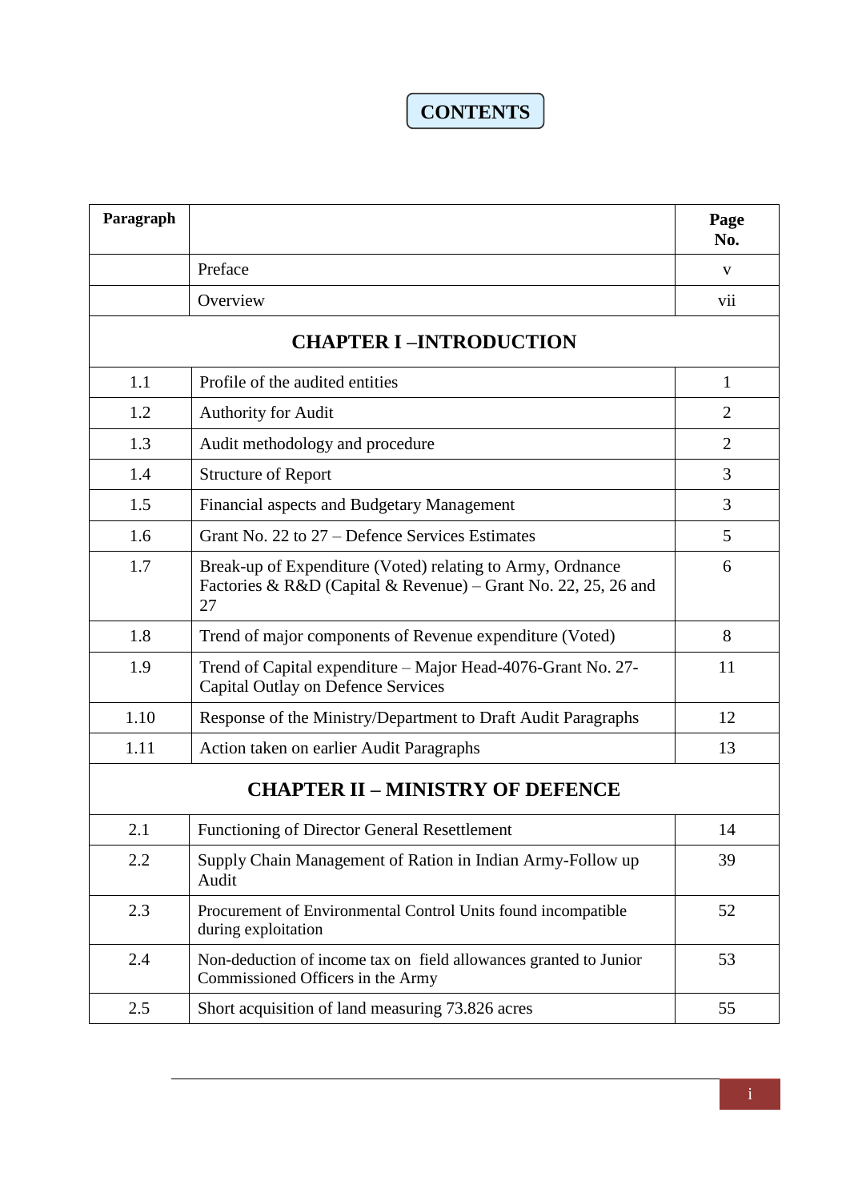# CONTENTS

| Paragraph | | Page No. |
|---|---|---|
| | Preface | v |
| | Overview | vii |
| | **CHAPTER I –INTRODUCTION** | |
| 1.1 | Profile of the audited entities | 1 |
| 1.2 | Authority for Audit | 2 |
| 1.3 | Audit methodology and procedure | 2 |
| 1.4 | Structure of Report | 3 |
| 1.5 | Financial aspects and Budgetary Management | 3 |
| 1.6 | Grant No. 22 to 27 – Defence Services Estimates | 5 |
| 1.7 | Break-up of Expenditure (Voted) relating to Army, Ordnance Factories & R&D (Capital & Revenue) – Grant No. 22, 25, 26 and 27 | 6 |
| 1.8 | Trend of major components of Revenue expenditure (Voted) | 8 |
| 1.9 | Trend of Capital expenditure – Major Head-4076-Grant No. 27-Capital Outlay on Defence Services | 11 |
| 1.10 | Response of the Ministry/Department to Draft Audit Paragraphs | 12 |
| 1.11 | Action taken on earlier Audit Paragraphs | 13 |
| | **CHAPTER II – MINISTRY OF DEFENCE** | |
| 2.1 | Functioning of Director General Resettlement | 14 |
| 2.2 | Supply Chain Management of Ration in Indian Army-Follow up Audit | 39 |
| 2.3 | Procurement of Environmental Control Units found incompatible during exploitation | 52 |
| 2.4 | Non-deduction of income tax on field allowances granted to Junior Commissioned Officers in the Army | 53 |
| 2.5 | Short acquisition of land measuring 73.826 acres | 55 |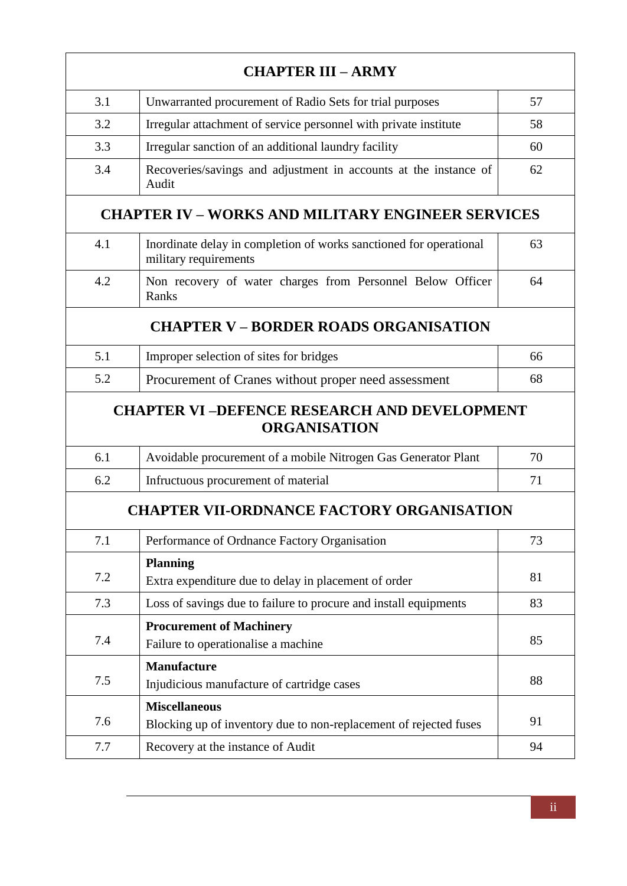| CHAPTER III – ARMY | | |
|---|---|---|
| 3.1 | Unwarranted procurement of Radio Sets for trial purposes | 57 |
| 3.2 | Irregular attachment of service personnel with private institute | 58 |
| 3.3 | Irregular sanction of an additional laundry facility | 60 |
| 3.4 | Recoveries/savings and adjustment in accounts at the instance of Audit | 62 |
| **CHAPTER IV – WORKS AND MILITARY ENGINEER SERVICES** | | |
| 4.1 | Inordinate delay in completion of works sanctioned for operational military requirements | 63 |
| 4.2 | Non recovery of water charges from Personnel Below Officer Ranks | 64 |
| **CHAPTER V – BORDER ROADS ORGANISATION** | | |
| 5.1 | Improper selection of sites for bridges | 66 |
| 5.2 | Procurement of Cranes without proper need assessment | 68 |
| **CHAPTER VI –DEFENCE RESEARCH AND DEVELOPMENT ORGANISATION** | | |
| 6.1 | Avoidable procurement of a mobile Nitrogen Gas Generator Plant | 70 |
| 6.2 | Infructuous procurement of material | 71 |
| **CHAPTER VII-ORDNANCE FACTORY ORGANISATION** | | |
| 7.1 | Performance of Ordnance Factory Organisation | 73 |
| 7.2 | **Planning**<br>Extra expenditure due to delay in placement of order | 81 |
| 7.3 | Loss of savings due to failure to procure and install equipments | 83 |
| 7.4 | **Procurement of Machinery**<br>Failure to operationalise a machine | 85 |
| 7.5 | **Manufacture**<br>Injudicious manufacture of cartridge cases | 88 |
| 7.6 | **Miscellaneous**<br>Blocking up of inventory due to non-replacement of rejected fuses | 91 |
| 7.7 | Recovery at the instance of Audit | 94 |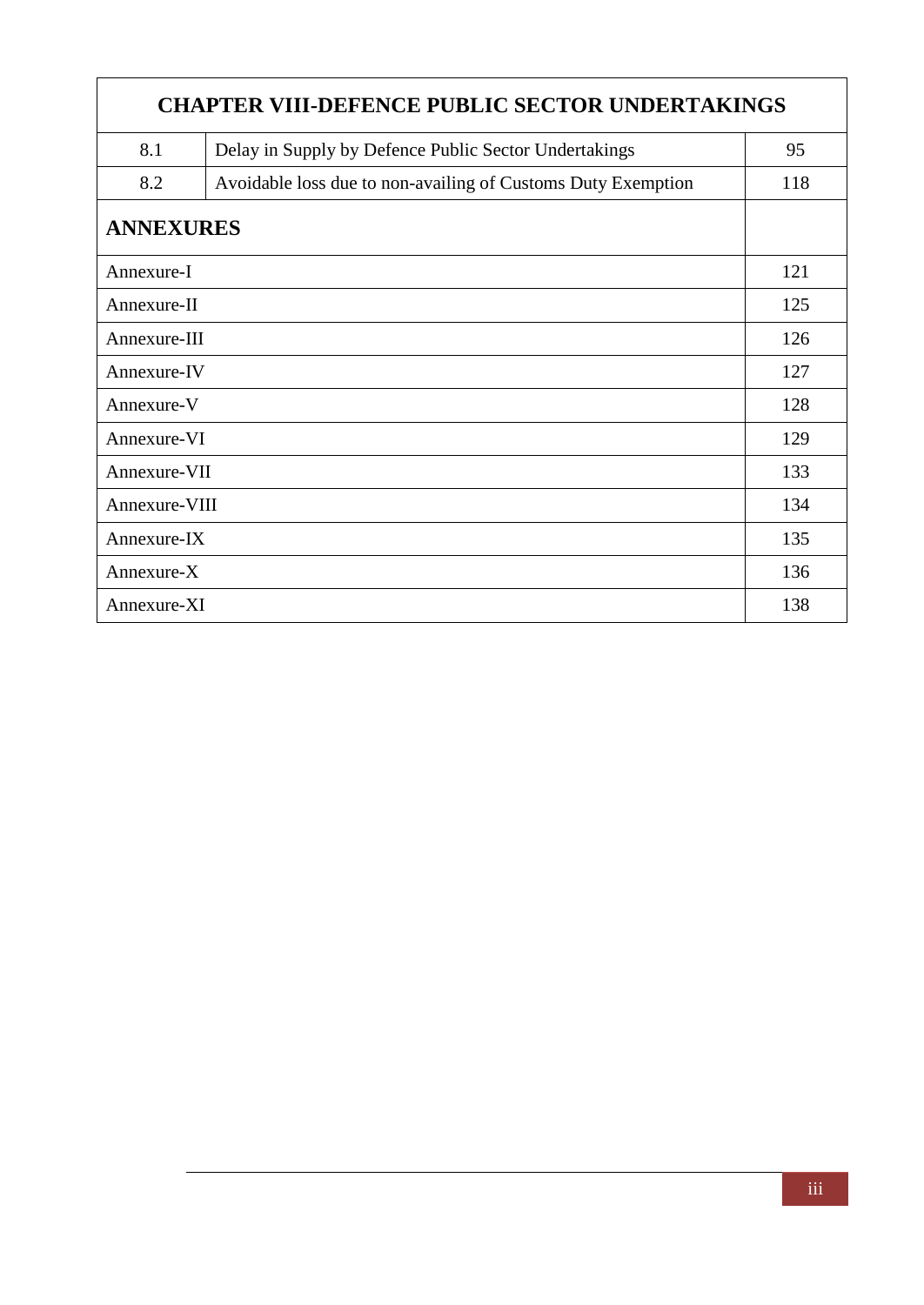| | | |
|---|---|---|
| **CHAPTER VIII-DEFENCE PUBLIC SECTOR UNDERTAKINGS** | | |
| 8.1 | Delay in Supply by Defence Public Sector Undertakings | 95 |
| 8.2 | Avoidable loss due to non-availing of Customs Duty Exemption | 118 |
| **ANNEXURES** | | |
| Annexure-I | | 121 |
| Annexure-II | | 125 |
| Annexure-III | | 126 |
| Annexure-IV | | 127 |
| Annexure-V | | 128 |
| Annexure-VI | | 129 |
| Annexure-VII | | 133 |
| Annexure-VIII | | 134 |
| Annexure-IX | | 135 |
| Annexure-X | | 136 |
| Annexure-XI | | 138 |